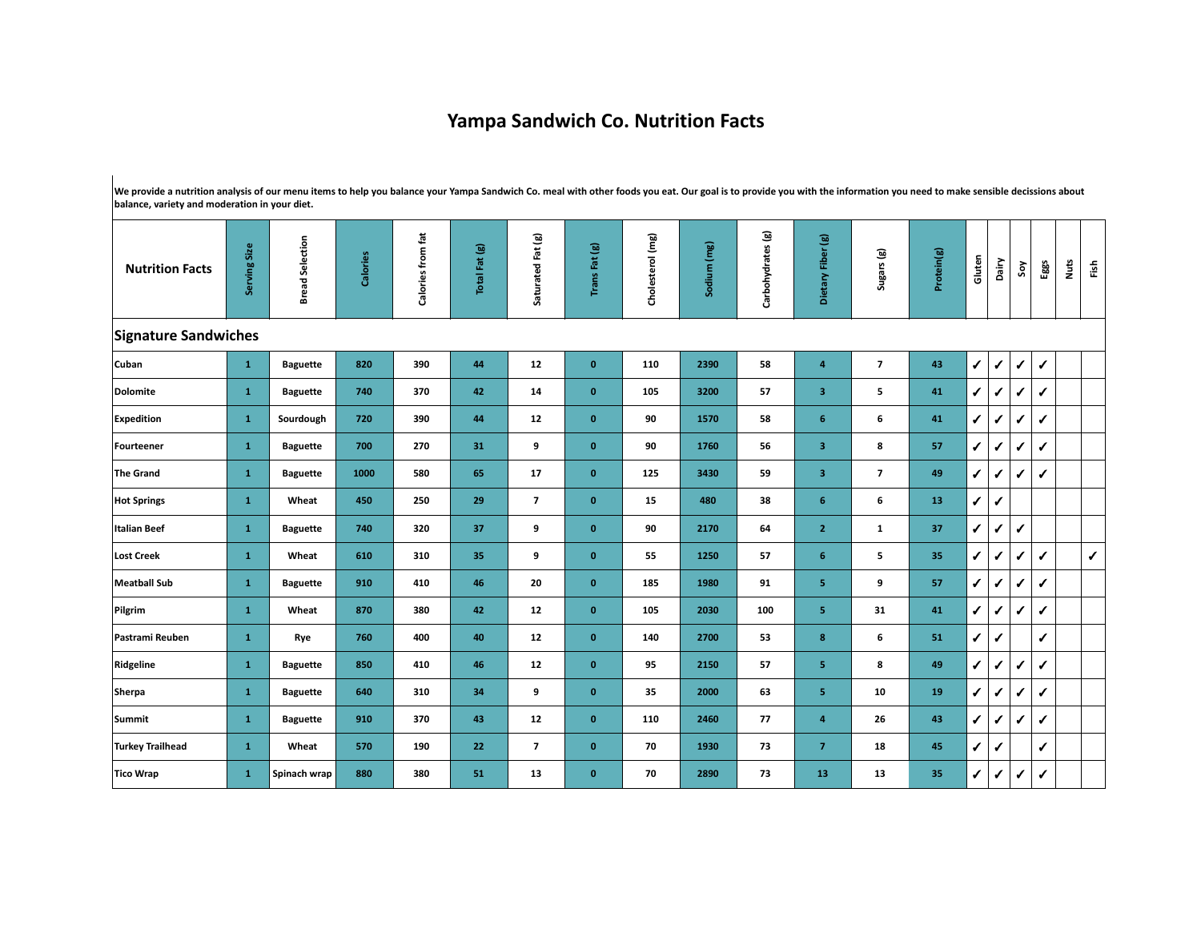# Yampa Sandwich Co. Nutrition Facts

**We provide a nutrition analysis of our menu items to help you balance your Yampa Sandwich Co. meal with other foods you eat. Our goal is to provide you with the information you need to make sensible decissions about balance, variety and moderation in your diet.**

| Nutrition Facts | Serving Size | Bread Selection | Calories | Calories from fat | Total Fat (g) | Saturated Fat (g) | Trans Fat (g) | Cholesterol (mg) | Sodium (mg) | Carbohydrates (g) | Dietary Fiber (g) | Sugars (g) | Protein(g) | Gluten | Dairy | Soy | Eggs | Nuts | Fish |
|---|---|---|---|---|---|---|---|---|---|---|---|---|---|---|---|---|---|---|---|
| **Signature Sandwiches** | | | | | | | | | | | | | | | | | | | |
| Cuban | 1 | Baguette | 820 | 390 | 44 | 12 | 0 | 110 | 2390 | 58 | 4 | 7 | 43 | ✓ | ✓ | ✓ | ✓ | | |
| Dolomite | 1 | Baguette | 740 | 370 | 42 | 14 | 0 | 105 | 3200 | 57 | 3 | 5 | 41 | ✓ | ✓ | ✓ | ✓ | | |
| Expedition | 1 | Sourdough | 720 | 390 | 44 | 12 | 0 | 90 | 1570 | 58 | 6 | 6 | 41 | ✓ | ✓ | ✓ | ✓ | | |
| Fourteener | 1 | Baguette | 700 | 270 | 31 | 9 | 0 | 90 | 1760 | 56 | 3 | 8 | 57 | ✓ | ✓ | ✓ | ✓ | | |
| The Grand | 1 | Baguette | 1000 | 580 | 65 | 17 | 0 | 125 | 3430 | 59 | 3 | 7 | 49 | ✓ | ✓ | ✓ | ✓ | | |
| Hot Springs | 1 | Wheat | 450 | 250 | 29 | 7 | 0 | 15 | 480 | 38 | 6 | 6 | 13 | ✓ | ✓ | | | | |
| Italian Beef | 1 | Baguette | 740 | 320 | 37 | 9 | 0 | 90 | 2170 | 64 | 2 | 1 | 37 | ✓ | ✓ | ✓ | | | |
| Lost Creek | 1 | Wheat | 610 | 310 | 35 | 9 | 0 | 55 | 1250 | 57 | 6 | 5 | 35 | ✓ | ✓ | ✓ | ✓ | | ✓ |
| Meatball Sub | 1 | Baguette | 910 | 410 | 46 | 20 | 0 | 185 | 1980 | 91 | 5 | 9 | 57 | ✓ | ✓ | ✓ | ✓ | | |
| Pilgrim | 1 | Wheat | 870 | 380 | 42 | 12 | 0 | 105 | 2030 | 100 | 5 | 31 | 41 | ✓ | ✓ | ✓ | ✓ | | |
| Pastrami Reuben | 1 | Rye | 760 | 400 | 40 | 12 | 0 | 140 | 2700 | 53 | 8 | 6 | 51 | ✓ | ✓ | | ✓ | | |
| Ridgeline | 1 | Baguette | 850 | 410 | 46 | 12 | 0 | 95 | 2150 | 57 | 5 | 8 | 49 | ✓ | ✓ | ✓ | ✓ | | |
| Sherpa | 1 | Baguette | 640 | 310 | 34 | 9 | 0 | 35 | 2000 | 63 | 5 | 10 | 19 | ✓ | ✓ | ✓ | ✓ | | |
| Summit | 1 | Baguette | 910 | 370 | 43 | 12 | 0 | 110 | 2460 | 77 | 4 | 26 | 43 | ✓ | ✓ | ✓ | ✓ | | |
| Turkey Trailhead | 1 | Wheat | 570 | 190 | 22 | 7 | 0 | 70 | 1930 | 73 | 7 | 18 | 45 | ✓ | ✓ | | ✓ | | |
| Tico Wrap | 1 | Spinach wrap | 880 | 380 | 51 | 13 | 0 | 70 | 2890 | 73 | 13 | 13 | 35 | ✓ | ✓ | ✓ | ✓ | | |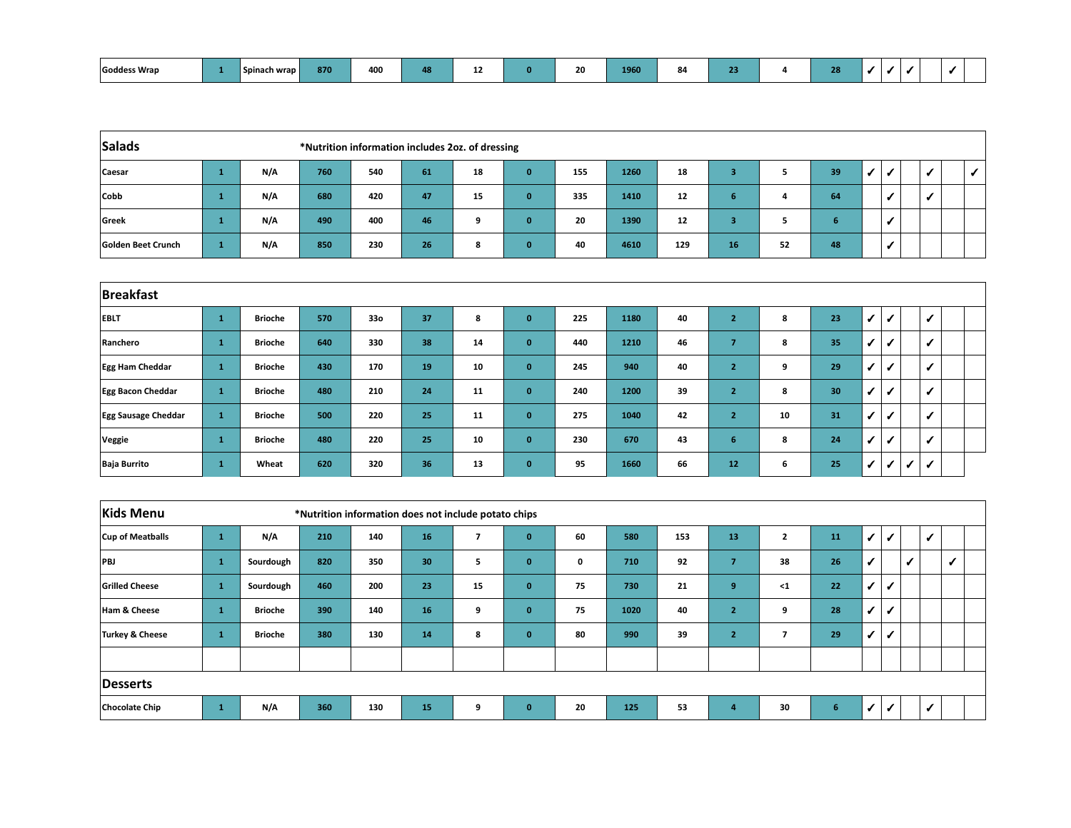| | | | | | | | | | | | | | | | | | | | |
|---|---|---|---|---|---|---|---|---|---|---|---|---|---|---|---|---|---|---|---|
| **Goddess Wrap** | 1 | Spinach wrap | 870 | 400 | 48 | 12 | 0 | 20 | 1960 | 84 | 23 | 4 | 28 | ✓ | ✓ | ✓ | | ✓ | |

| **Salads** | | | *Nutrition information includes 2oz. of dressing | | | | | | | | | | | | | | | | |
|---|---|---|---|---|---|---|---|---|---|---|---|---|---|---|---|---|---|---|---|
| **Caesar** | 1 | N/A | 760 | 540 | 61 | 18 | 0 | 155 | 1260 | 18 | 3 | 5 | 39 | ✓ | ✓ | | ✓ | | ✓ |
| **Cobb** | 1 | N/A | 680 | 420 | 47 | 15 | 0 | 335 | 1410 | 12 | 6 | 4 | 64 | | ✓ | | ✓ | | |
| **Greek** | 1 | N/A | 490 | 400 | 46 | 9 | 0 | 20 | 1390 | 12 | 3 | 5 | 6 | | ✓ | | | | |
| **Golden Beet Crunch** | 1 | N/A | 850 | 230 | 26 | 8 | 0 | 40 | 4610 | 129 | 16 | 52 | 48 | | ✓ | | | | |

| **Breakfast** | | | | | | | | | | | | | | | | | | | |
|---|---|---|---|---|---|---|---|---|---|---|---|---|---|---|---|---|---|---|---|
| **EBLT** | 1 | Brioche | 570 | 33o | 37 | 8 | 0 | 225 | 1180 | 40 | 2 | 8 | 23 | ✓ | ✓ | | ✓ | | |
| **Ranchero** | 1 | Brioche | 640 | 330 | 38 | 14 | 0 | 440 | 1210 | 46 | 7 | 8 | 35 | ✓ | ✓ | | ✓ | | |
| **Egg Ham Cheddar** | 1 | Brioche | 430 | 170 | 19 | 10 | 0 | 245 | 940 | 40 | 2 | 9 | 29 | ✓ | ✓ | | ✓ | | |
| **Egg Bacon Cheddar** | 1 | Brioche | 480 | 210 | 24 | 11 | 0 | 240 | 1200 | 39 | 2 | 8 | 30 | ✓ | ✓ | | ✓ | | |
| **Egg Sausage Cheddar** | 1 | Brioche | 500 | 220 | 25 | 11 | 0 | 275 | 1040 | 42 | 2 | 10 | 31 | ✓ | ✓ | | ✓ | | |
| **Veggie** | 1 | Brioche | 480 | 220 | 25 | 10 | 0 | 230 | 670 | 43 | 6 | 8 | 24 | ✓ | ✓ | | ✓ | | |
| **Baja Burrito** | 1 | Wheat | 620 | 320 | 36 | 13 | 0 | 95 | 1660 | 66 | 12 | 6 | 25 | ✓ | ✓ | ✓ | ✓ | | |

| **Kids Menu** | | | *Nutrition information does not include potato chips | | | | | | | | | | | | | | | | |
|---|---|---|---|---|---|---|---|---|---|---|---|---|---|---|---|---|---|---|---|
| **Cup of Meatballs** | 1 | N/A | 210 | 140 | 16 | 7 | 0 | 60 | 580 | 153 | 13 | 2 | 11 | ✓ | ✓ | | ✓ | | |
| **PBJ** | 1 | Sourdough | 820 | 350 | 30 | 5 | 0 | 0 | 710 | 92 | 7 | 38 | 26 | ✓ | | ✓ | | ✓ | |
| **Grilled Cheese** | 1 | Sourdough | 460 | 200 | 23 | 15 | 0 | 75 | 730 | 21 | 9 | <1 | 22 | ✓ | ✓ | | | | |
| **Ham & Cheese** | 1 | Brioche | 390 | 140 | 16 | 9 | 0 | 75 | 1020 | 40 | 2 | 9 | 28 | ✓ | ✓ | | | | |
| **Turkey & Cheese** | 1 | Brioche | 380 | 130 | 14 | 8 | 0 | 80 | 990 | 39 | 2 | 7 | 29 | ✓ | ✓ | | | | |

| **Desserts** | | | | | | | | | | | | | | | | | | | |
|---|---|---|---|---|---|---|---|---|---|---|---|---|---|---|---|---|---|---|---|
| **Chocolate Chip** | 1 | N/A | 360 | 130 | 15 | 9 | 0 | 20 | 125 | 53 | 4 | 30 | 6 | ✓ | ✓ | | ✓ | | |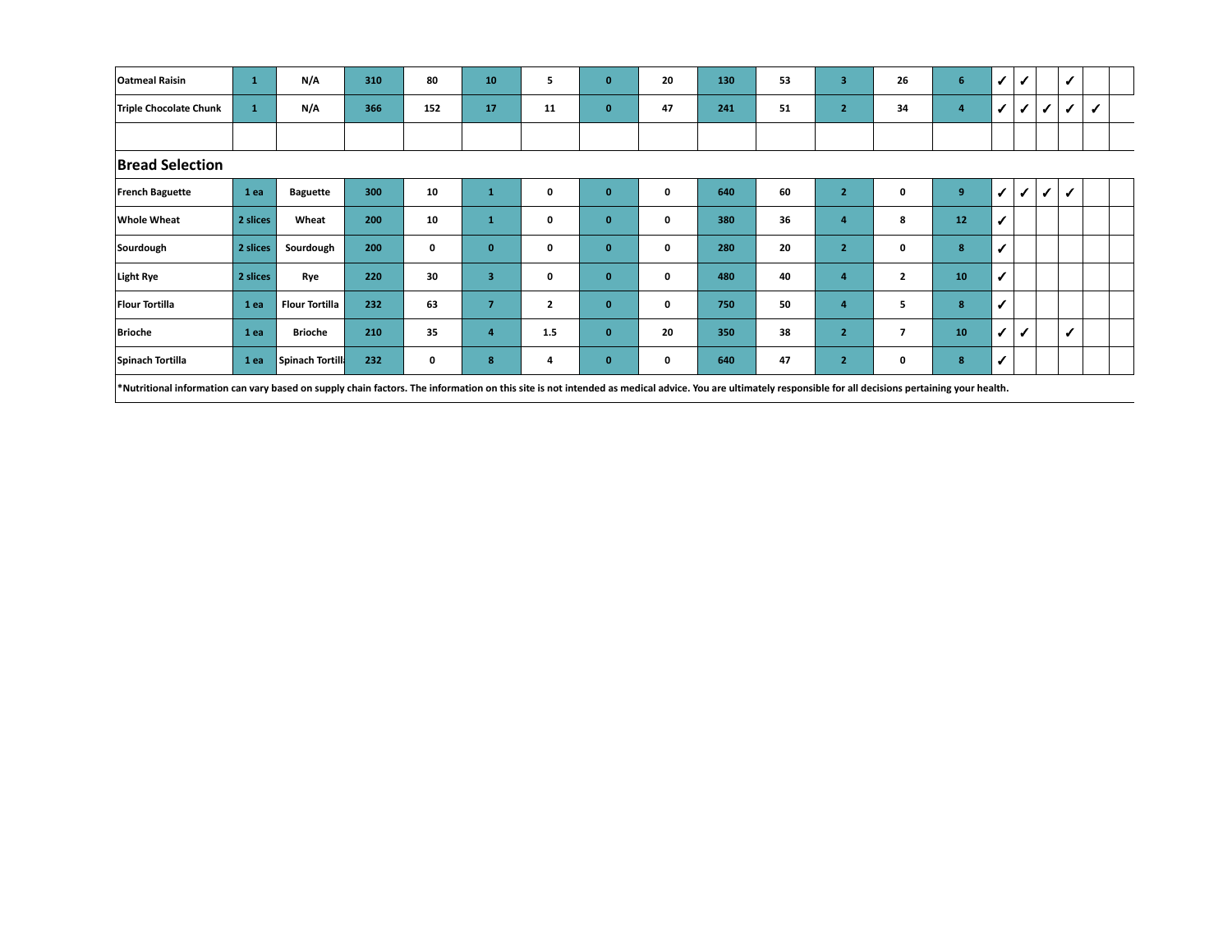| | | | | | | | | | | | | | | | | | | | |
|---|---|---|---|---|---|---|---|---|---|---|---|---|---|---|---|---|---|---|---|
| Oatmeal Raisin | 1 | N/A | 310 | 80 | 10 | 5 | 0 | 20 | 130 | 53 | 3 | 26 | 6 | ✓ | ✓ | | ✓ | | |
| Triple Chocolate Chunk | 1 | N/A | 366 | 152 | 17 | 11 | 0 | 47 | 241 | 51 | 2 | 34 | 4 | ✓ | ✓ | ✓ | ✓ | ✓ | |
| | | | | | | | | | | | | | | | | | | | |
| **Bread Selection** | | | | | | | | | | | | | | | | | | | |
| French Baguette | 1 ea | Baguette | 300 | 10 | 1 | 0 | 0 | 0 | 640 | 60 | 2 | 0 | 9 | ✓ | ✓ | ✓ | ✓ | | |
| Whole Wheat | 2 slices | Wheat | 200 | 10 | 1 | 0 | 0 | 0 | 380 | 36 | 4 | 8 | 12 | ✓ | | | | | |
| Sourdough | 2 slices | Sourdough | 200 | 0 | 0 | 0 | 0 | 0 | 280 | 20 | 2 | 0 | 8 | ✓ | | | | | |
| Light Rye | 2 slices | Rye | 220 | 30 | 3 | 0 | 0 | 0 | 480 | 40 | 4 | 2 | 10 | ✓ | | | | | |
| Flour Tortilla | 1 ea | Flour Tortilla | 232 | 63 | 7 | 2 | 0 | 0 | 750 | 50 | 4 | 5 | 8 | ✓ | | | | | |
| Brioche | 1 ea | Brioche | 210 | 35 | 4 | 1.5 | 0 | 20 | 350 | 38 | 2 | 7 | 10 | ✓ | ✓ | | ✓ | | |
| Spinach Tortilla | 1 ea | Spinach Tortill | 232 | 0 | 8 | 4 | 0 | 0 | 640 | 47 | 2 | 0 | 8 | ✓ | | | | | |

*Nutritional information can vary based on supply chain factors. The information on this site is not intended as medical advice. You are ultimately responsible for all decisions pertaining your health.